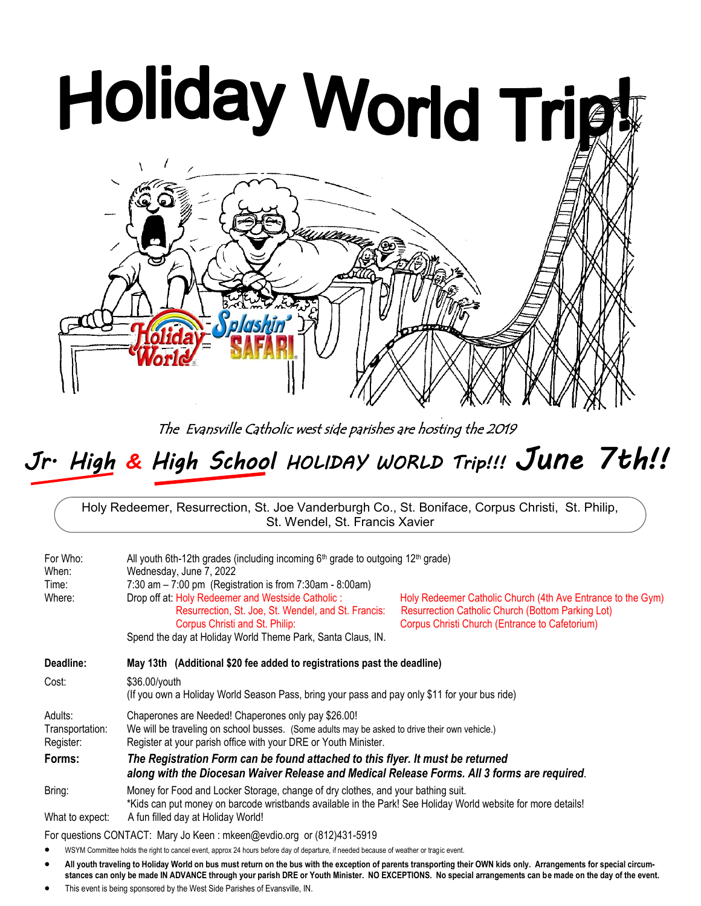# Holiday World Trip!

The Evansville Catholic west side parishes are hosting the 2019

## Jr. High & High School HOLIDAY WORLD Trip!!! June 7th!!

Holy Redeemer, Resurrection, St. Joe Vanderburgh Co., St. Boniface, Corpus Christi, St. Philip, St. Wendel, St. Francis Xavier

For Who: All youth 6th-12th grades (including incoming 6th grade to outgoing 12th grade)

When: Wednesday, June 7, 2022

Time: 7:30 am – 7:00 pm (Registration is from 7:30am - 8:00am)

Where: Drop off at:
- Holy Redeemer and Westside Catholic: Holy Redeemer Catholic Church (4th Ave Entrance to the Gym)
- Resurrection, St. Joe, St. Wendel, and St. Francis: Resurrection Catholic Church (Bottom Parking Lot)
- Corpus Christi and St. Philip: Corpus Christi Church (Entrance to Cafetorium)

Spend the day at Holiday World Theme Park, Santa Claus, IN.

**Deadline: May 13th (Additional $20 fee added to registrations past the deadline)**

Cost: $36.00/youth
(If you own a Holiday World Season Pass, bring your pass and pay only $11 for your bus ride)

Adults: Chaperones are Needed! Chaperones only pay $26.00!

Transportation: We will be traveling on school busses. (Some adults may be asked to drive their own vehicle.)

Register: Register at your parish office with your DRE or Youth Minister.

**Forms:** ***The Registration Form can be found attached to this flyer. It must be returned along with the Diocesan Waiver Release and Medical Release Forms. All 3 forms are required.***

Bring: Money for Food and Locker Storage, change of dry clothes, and your bathing suit.
*Kids can put money on barcode wristbands available in the Park! See Holiday World website for more details!

What to expect: A fun filled day at Holiday World!

For questions CONTACT: Mary Jo Keen : mkeen@evdio.org or (812)431-5919

- WSYM Committee holds the right to cancel event, approx 24 hours before day of departure, if needed because of weather or tragic event.
- **All youth traveling to Holiday World on bus must return on the bus with the exception of parents transporting their OWN kids only. Arrangements for special circumstances can only be made IN ADVANCE through your parish DRE or Youth Minister. NO EXCEPTIONS. No special arrangements can be made on the day of the event.**
- This event is being sponsored by the West Side Parishes of Evansville, IN.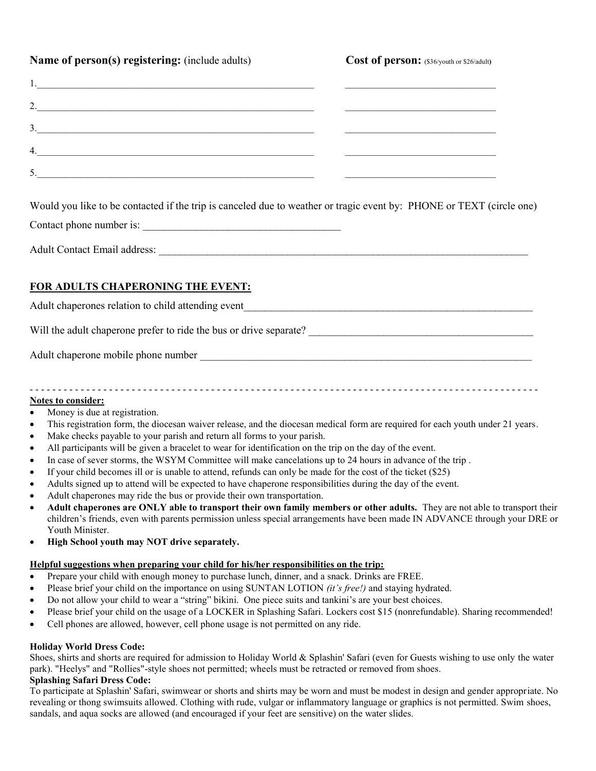**Name of person(s) registering:** (include adults) **Cost of person:** ($36/youth or $26/adult)

1.______________________________________________________ ____________________________

2.______________________________________________________ ____________________________

3.______________________________________________________ ____________________________

4.______________________________________________________ ____________________________

5.______________________________________________________ ____________________________

Would you like to be contacted if the trip is canceled due to weather or tragic event by: PHONE or TEXT (circle one)

Contact phone number is: ____________________________________

Adult Contact Email address: ______________________________________________________________________

**FOR ADULTS CHAPERONING THE EVENT:**

Adult chaperones relation to child attending event_______________________________________________________

Will the adult chaperone prefer to ride the bus or drive separate? _________________________________________

Adult chaperone mobile phone number _____________________________________________________________

- - - - - - - - - - - - - - - - - - - - - - - - - - - - - - - - - - - - - - - - - - - - - - - - - - - - - - - - - - - - - - - - - - - - - - - - - - - - - - - - - - - - - - - - - -

**Notes to consider:**

- Money is due at registration.
- This registration form, the diocesan waiver release, and the diocesan medical form are required for each youth under 21 years.
- Make checks payable to your parish and return all forms to your parish.
- All participants will be given a bracelet to wear for identification on the trip on the day of the event.
- In case of sever storms, the WSYM Committee will make cancelations up to 24 hours in advance of the trip .
- If your child becomes ill or is unable to attend, refunds can only be made for the cost of the ticket ($25)
- Adults signed up to attend will be expected to have chaperone responsibilities during the day of the event.
- Adult chaperones may ride the bus or provide their own transportation.
- **Adult chaperones are ONLY able to transport their own family members or other adults.** They are not able to transport their children's friends, even with parents permission unless special arrangements have been made IN ADVANCE through your DRE or Youth Minister.
- **High School youth may NOT drive separately.**

**Helpful suggestions when preparing your child for his/her responsibilities on the trip:**

- Prepare your child with enough money to purchase lunch, dinner, and a snack. Drinks are FREE.
- Please brief your child on the importance on using SUNTAN LOTION *(it's free!)* and staying hydrated.
- Do not allow your child to wear a "string" bikini. One piece suits and tankini's are your best choices.
- Please brief your child on the usage of a LOCKER in Splashing Safari. Lockers cost $15 (nonrefundable). Sharing recommended!
- Cell phones are allowed, however, cell phone usage is not permitted on any ride.

**Holiday World Dress Code:**
Shoes, shirts and shorts are required for admission to Holiday World & Splashin' Safari (even for Guests wishing to use only the water park). "Heelys" and "Rollies"-style shoes not permitted; wheels must be retracted or removed from shoes.

**Splashing Safari Dress Code:**
To participate at Splashin' Safari, swimwear or shorts and shirts may be worn and must be modest in design and gender appropriate. No revealing or thong swimsuits allowed. Clothing with rude, vulgar or inflammatory language or graphics is not permitted. Swim shoes, sandals, and aqua socks are allowed (and encouraged if your feet are sensitive) on the water slides.